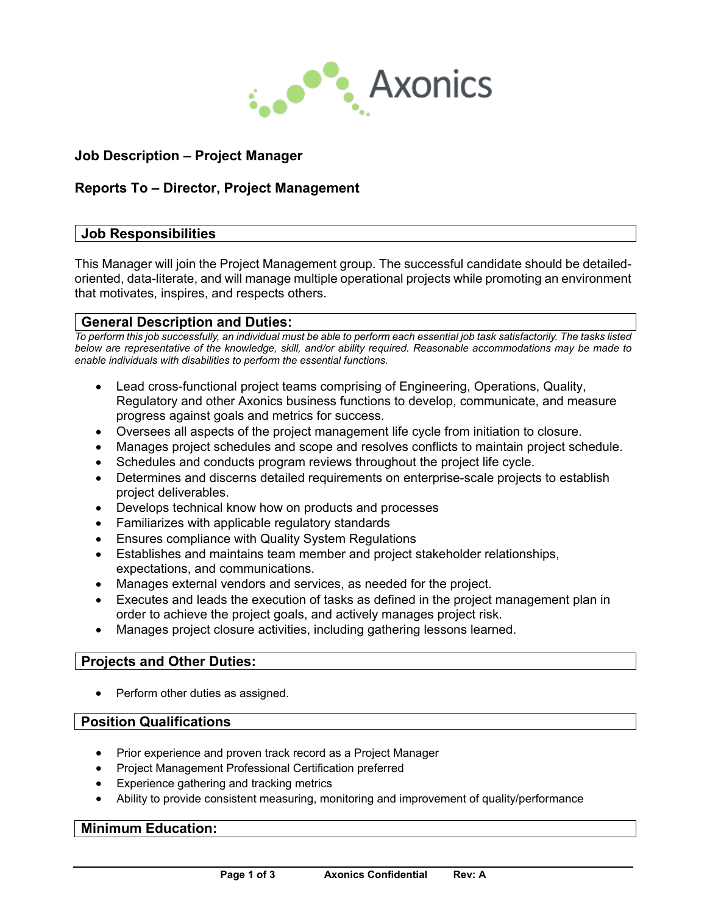Axonics

**Job Description – Project Manager**

**Reports To – Director, Project Management**

## Job Responsibilities

This Manager will join the Project Management group. The successful candidate should be detailed-oriented, data-literate, and will manage multiple operational projects while promoting an environment that motivates, inspires, and respects others.

## General Description and Duties:

*To perform this job successfully, an individual must be able to perform each essential job task satisfactorily. The tasks listed below are representative of the knowledge, skill, and/or ability required. Reasonable accommodations may be made to enable individuals with disabilities to perform the essential functions.*

- Lead cross-functional project teams comprising of Engineering, Operations, Quality, Regulatory and other Axonics business functions to develop, communicate, and measure progress against goals and metrics for success.
- Oversees all aspects of the project management life cycle from initiation to closure.
- Manages project schedules and scope and resolves conflicts to maintain project schedule.
- Schedules and conducts program reviews throughout the project life cycle.
- Determines and discerns detailed requirements on enterprise-scale projects to establish project deliverables.
- Develops technical know how on products and processes
- Familiarizes with applicable regulatory standards
- Ensures compliance with Quality System Regulations
- Establishes and maintains team member and project stakeholder relationships, expectations, and communications.
- Manages external vendors and services, as needed for the project.
- Executes and leads the execution of tasks as defined in the project management plan in order to achieve the project goals, and actively manages project risk.
- Manages project closure activities, including gathering lessons learned.

## Projects and Other Duties:

- Perform other duties as assigned.

## Position Qualifications

- Prior experience and proven track record as a Project Manager
- Project Management Professional Certification preferred
- Experience gathering and tracking metrics
- Ability to provide consistent measuring, monitoring and improvement of quality/performance

## Minimum Education: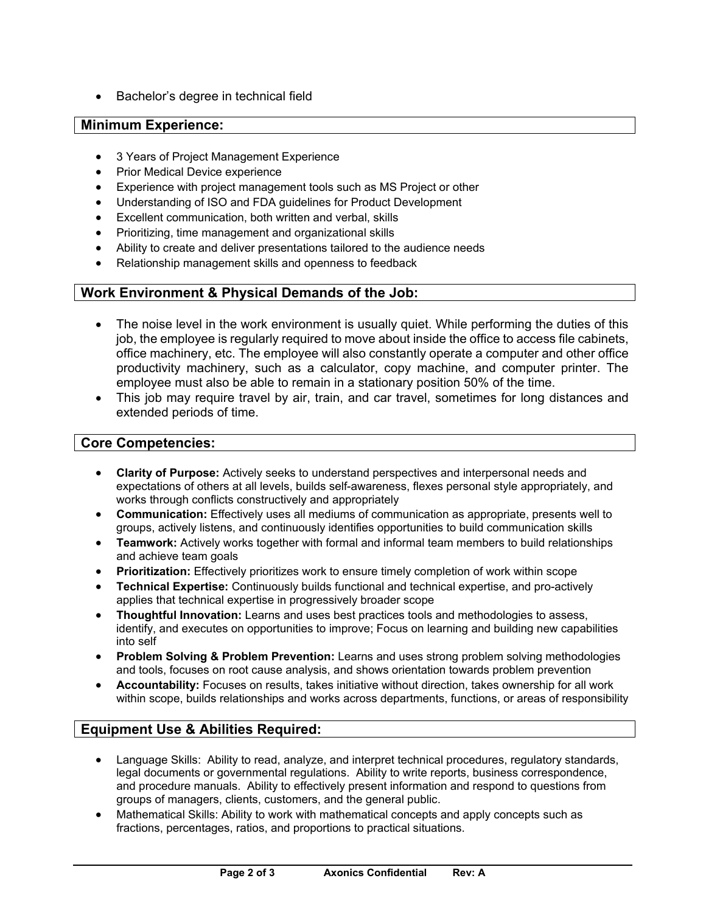- Bachelor's degree in technical field

## Minimum Experience:

- 3 Years of Project Management Experience
- Prior Medical Device experience
- Experience with project management tools such as MS Project or other
- Understanding of ISO and FDA guidelines for Product Development
- Excellent communication, both written and verbal, skills
- Prioritizing, time management and organizational skills
- Ability to create and deliver presentations tailored to the audience needs
- Relationship management skills and openness to feedback

## Work Environment & Physical Demands of the Job:

- The noise level in the work environment is usually quiet. While performing the duties of this job, the employee is regularly required to move about inside the office to access file cabinets, office machinery, etc. The employee will also constantly operate a computer and other office productivity machinery, such as a calculator, copy machine, and computer printer. The employee must also be able to remain in a stationary position 50% of the time.
- This job may require travel by air, train, and car travel, sometimes for long distances and extended periods of time.

## Core Competencies:

- **Clarity of Purpose:** Actively seeks to understand perspectives and interpersonal needs and expectations of others at all levels, builds self-awareness, flexes personal style appropriately, and works through conflicts constructively and appropriately
- **Communication:** Effectively uses all mediums of communication as appropriate, presents well to groups, actively listens, and continuously identifies opportunities to build communication skills
- **Teamwork:** Actively works together with formal and informal team members to build relationships and achieve team goals
- **Prioritization:** Effectively prioritizes work to ensure timely completion of work within scope
- **Technical Expertise:** Continuously builds functional and technical expertise, and pro-actively applies that technical expertise in progressively broader scope
- **Thoughtful Innovation:** Learns and uses best practices tools and methodologies to assess, identify, and executes on opportunities to improve; Focus on learning and building new capabilities into self
- **Problem Solving & Problem Prevention:** Learns and uses strong problem solving methodologies and tools, focuses on root cause analysis, and shows orientation towards problem prevention
- **Accountability:** Focuses on results, takes initiative without direction, takes ownership for all work within scope, builds relationships and works across departments, functions, or areas of responsibility

## Equipment Use & Abilities Required:

- Language Skills: Ability to read, analyze, and interpret technical procedures, regulatory standards, legal documents or governmental regulations. Ability to write reports, business correspondence, and procedure manuals. Ability to effectively present information and respond to questions from groups of managers, clients, customers, and the general public.
- Mathematical Skills: Ability to work with mathematical concepts and apply concepts such as fractions, percentages, ratios, and proportions to practical situations.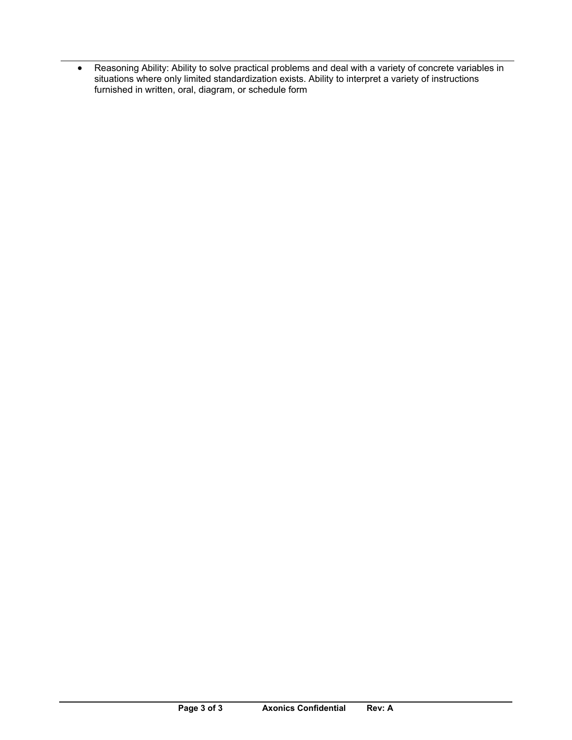- Reasoning Ability: Ability to solve practical problems and deal with a variety of concrete variables in situations where only limited standardization exists. Ability to interpret a variety of instructions furnished in written, oral, diagram, or schedule form